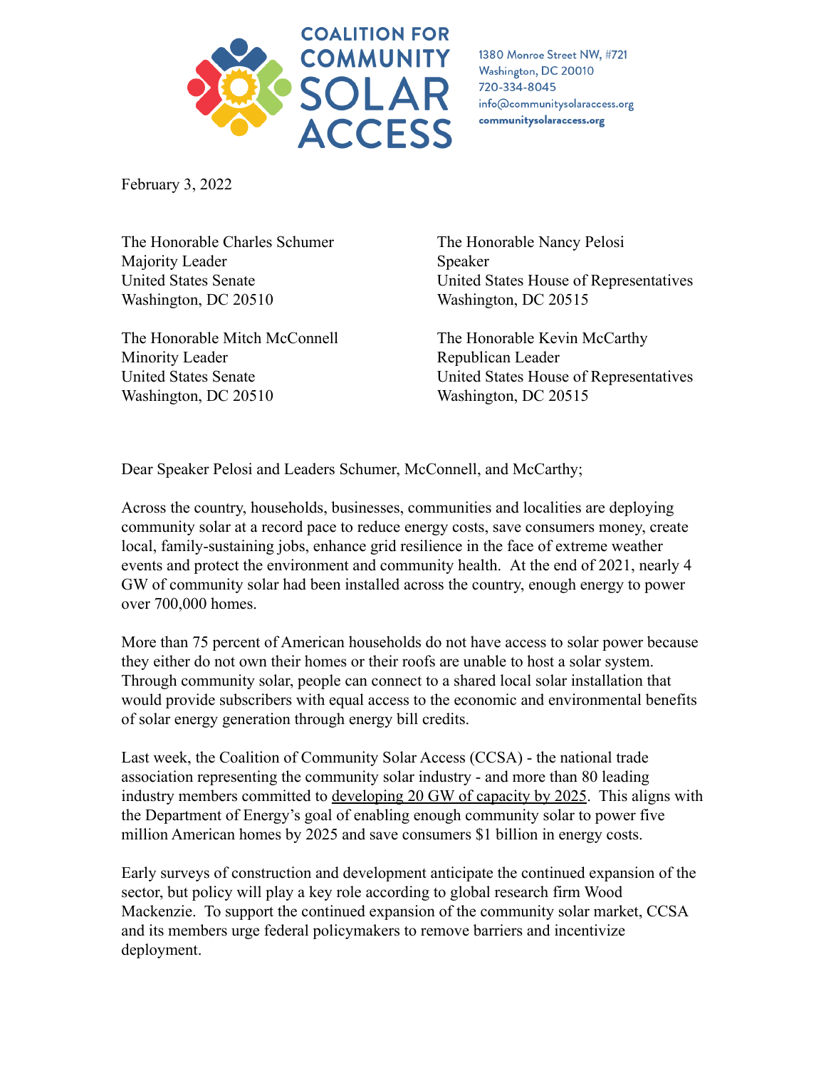**COALITION FOR COMMUNITY SOLAR ACCESS**

1380 Monroe Street NW, #721
Washington, DC 20010
720-334-8045
info@communitysolaraccess.org
**communitysolaraccess.org**

February 3, 2022

The Honorable Charles Schumer
Majority Leader
United States Senate
Washington, DC 20510

The Honorable Nancy Pelosi
Speaker
United States House of Representatives
Washington, DC 20515

The Honorable Mitch McConnell
Minority Leader
United States Senate
Washington, DC 20510

The Honorable Kevin McCarthy
Republican Leader
United States House of Representatives
Washington, DC 20515

Dear Speaker Pelosi and Leaders Schumer, McConnell, and McCarthy;

Across the country, households, businesses, communities and localities are deploying community solar at a record pace to reduce energy costs, save consumers money, create local, family-sustaining jobs, enhance grid resilience in the face of extreme weather events and protect the environment and community health. At the end of 2021, nearly 4 GW of community solar had been installed across the country, enough energy to power over 700,000 homes.

More than 75 percent of American households do not have access to solar power because they either do not own their homes or their roofs are unable to host a solar system. Through community solar, people can connect to a shared local solar installation that would provide subscribers with equal access to the economic and environmental benefits of solar energy generation through energy bill credits.

Last week, the Coalition of Community Solar Access (CCSA) - the national trade association representing the community solar industry - and more than 80 leading industry members committed to developing 20 GW of capacity by 2025. This aligns with the Department of Energy's goal of enabling enough community solar to power five million American homes by 2025 and save consumers $1 billion in energy costs.

Early surveys of construction and development anticipate the continued expansion of the sector, but policy will play a key role according to global research firm Wood Mackenzie. To support the continued expansion of the community solar market, CCSA and its members urge federal policymakers to remove barriers and incentivize deployment.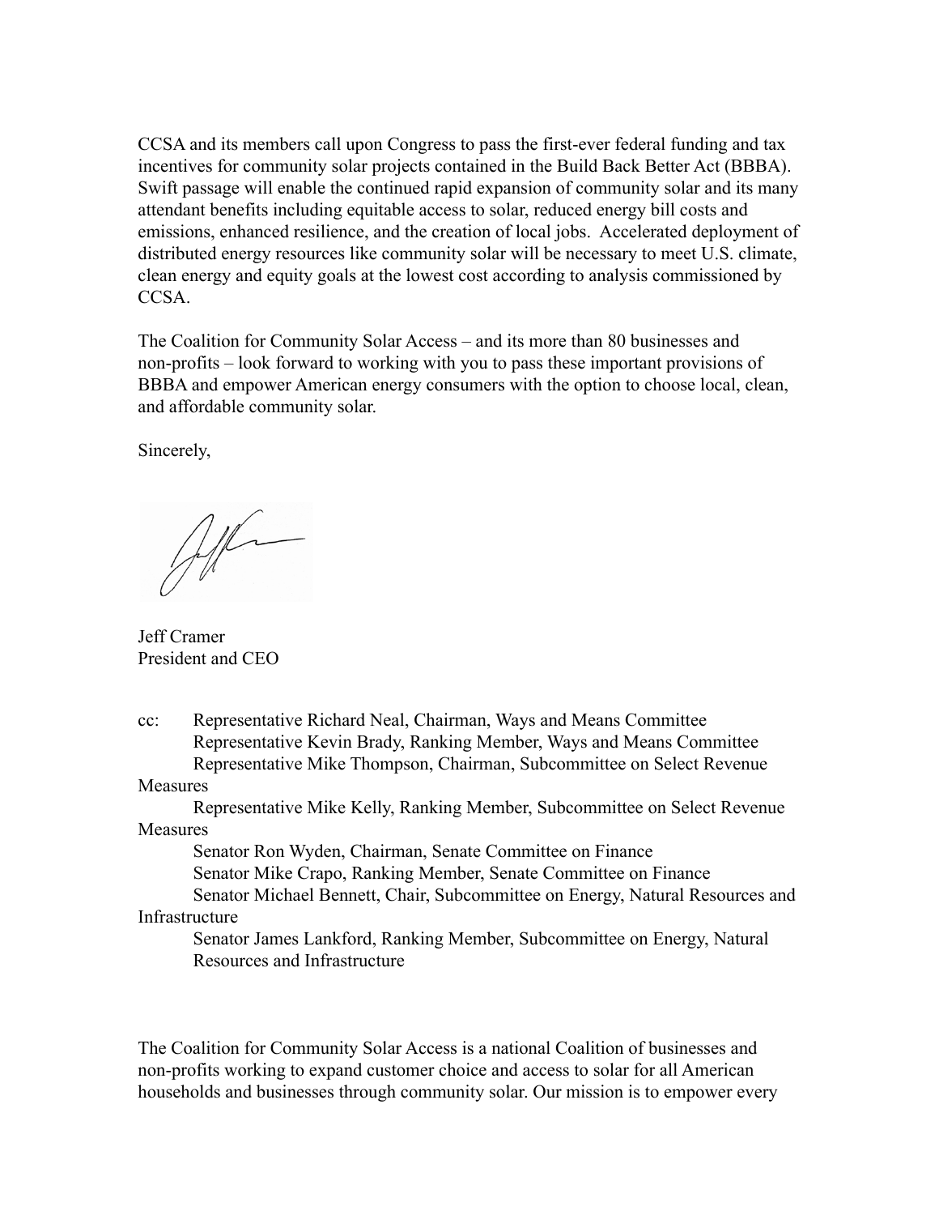CCSA and its members call upon Congress to pass the first-ever federal funding and tax incentives for community solar projects contained in the Build Back Better Act (BBBA). Swift passage will enable the continued rapid expansion of community solar and its many attendant benefits including equitable access to solar, reduced energy bill costs and emissions, enhanced resilience, and the creation of local jobs. Accelerated deployment of distributed energy resources like community solar will be necessary to meet U.S. climate, clean energy and equity goals at the lowest cost according to analysis commissioned by CCSA.

The Coalition for Community Solar Access – and its more than 80 businesses and non-profits – look forward to working with you to pass these important provisions of BBBA and empower American energy consumers with the option to choose local, clean, and affordable community solar.

Sincerely,

Jeff Cramer
President and CEO

cc: Representative Richard Neal, Chairman, Ways and Means Committee
Representative Kevin Brady, Ranking Member, Ways and Means Committee
Representative Mike Thompson, Chairman, Subcommittee on Select Revenue Measures
Representative Mike Kelly, Ranking Member, Subcommittee on Select Revenue Measures
Senator Ron Wyden, Chairman, Senate Committee on Finance
Senator Mike Crapo, Ranking Member, Senate Committee on Finance
Senator Michael Bennett, Chair, Subcommittee on Energy, Natural Resources and Infrastructure
Senator James Lankford, Ranking Member, Subcommittee on Energy, Natural Resources and Infrastructure

The Coalition for Community Solar Access is a national Coalition of businesses and non-profits working to expand customer choice and access to solar for all American households and businesses through community solar. Our mission is to empower every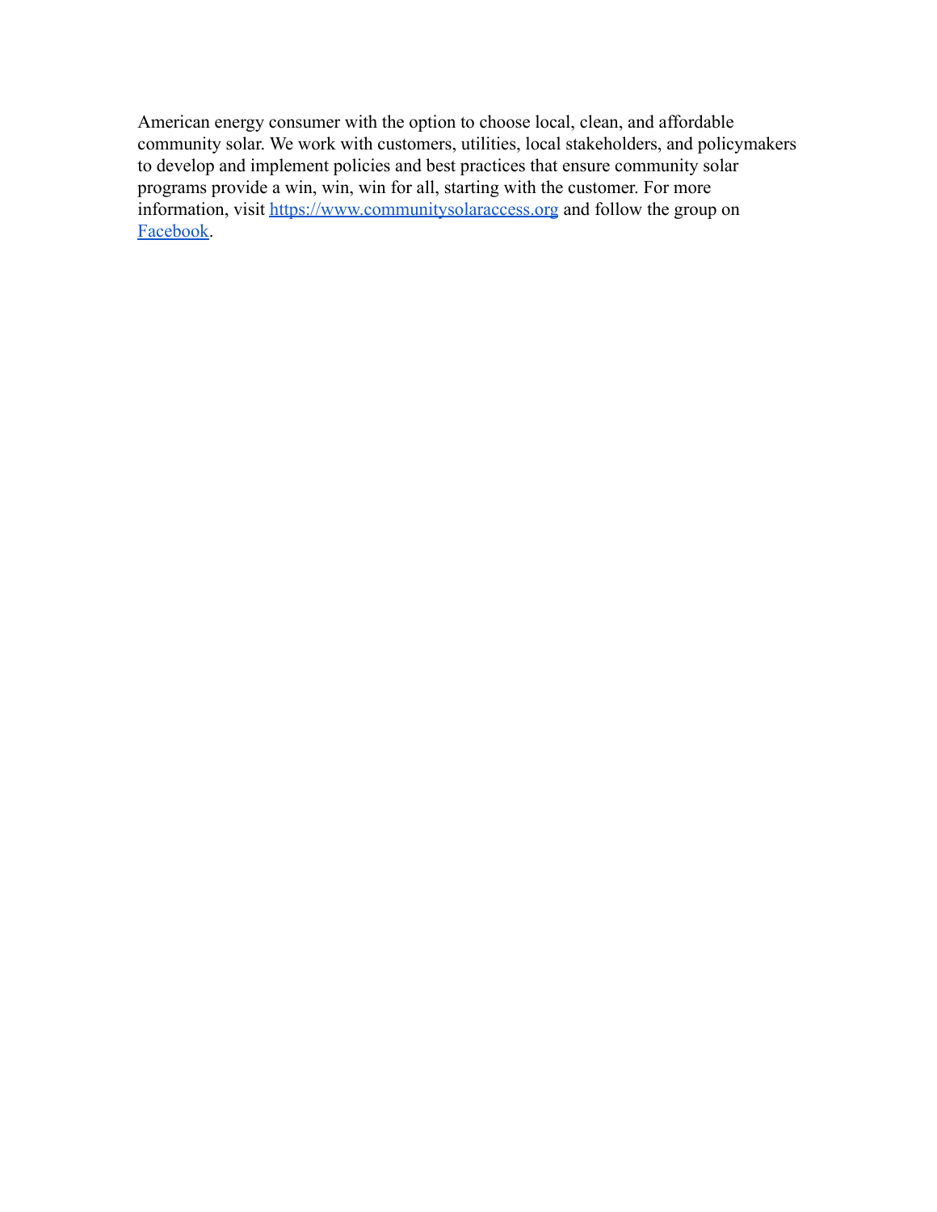American energy consumer with the option to choose local, clean, and affordable community solar. We work with customers, utilities, local stakeholders, and policymakers to develop and implement policies and best practices that ensure community solar programs provide a win, win, win for all, starting with the customer. For more information, visit [https://www.communitysolaraccess.org](https://www.communitysolaraccess.org) and follow the group on Facebook.